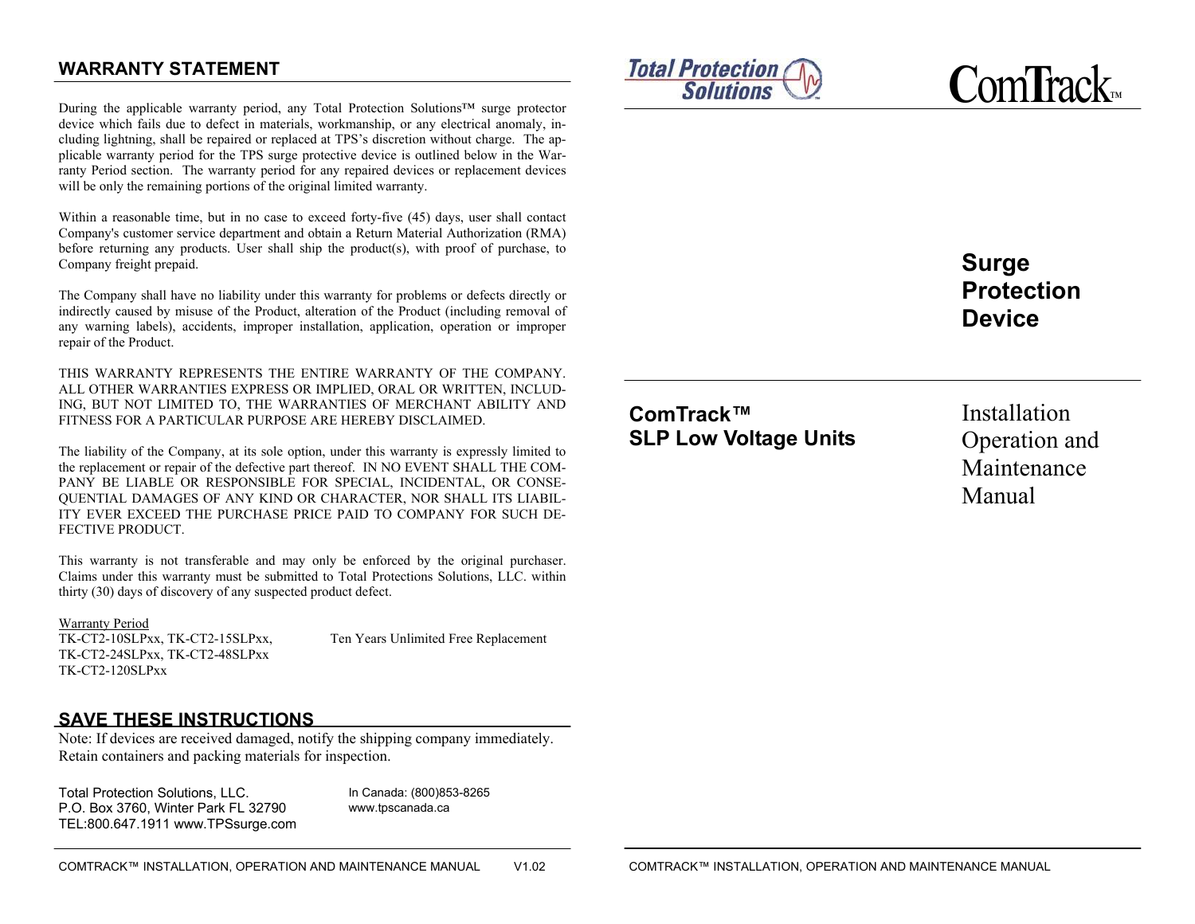## WARRANTY STATEMENT

During the applicable warranty period, any Total Protection Solutions™ surge protector device which fails due to defect in materials, workmanship, or any electrical anomaly, including lightning, shall be repaired or replaced at TPS's discretion without charge. The applicable warranty period for the TPS surge protective device is outlined below in the Warranty Period section. The warranty period for any repaired devices or replacement devices will be only the remaining portions of the original limited warranty.

Within a reasonable time, but in no case to exceed forty-five (45) days, user shall contact Company's customer service department and obtain a Return Material Authorization (RMA) before returning any products. User shall ship the product(s), with proof of purchase, to Company freight prepaid.

The Company shall have no liability under this warranty for problems or defects directly or indirectly caused by misuse of the Product, alteration of the Product (including removal of any warning labels), accidents, improper installation, application, operation or improper repair of the Product.

THIS WARRANTY REPRESENTS THE ENTIRE WARRANTY OF THE COMPANY. ALL OTHER WARRANTIES EXPRESS OR IMPLIED, ORAL OR WRITTEN, INCLUDING, BUT NOT LIMITED TO, THE WARRANTIES OF MERCHANT ABILITY AND FITNESS FOR A PARTICULAR PURPOSE ARE HEREBY DISCLAIMED.

The liability of the Company, at its sole option, under this warranty is expressly limited to the replacement or repair of the defective part thereof. IN NO EVENT SHALL THE COMPANY BE LIABLE OR RESPONSIBLE FOR SPECIAL, INCIDENTAL, OR CONSEQUENTIAL DAMAGES OF ANY KIND OR CHARACTER, NOR SHALL ITS LIABILITY EVER EXCEED THE PURCHASE PRICE PAID TO COMPANY FOR SUCH DEFECTIVE PRODUCT.

This warranty is not transferable and may only be enforced by the original purchaser. Claims under this warranty must be submitted to Total Protections Solutions, LLC. within thirty (30) days of discovery of any suspected product defect.

Warranty Period

| Models | Warranty |
| --- | --- |
| TK-CT2-10SLPxx, TK-CT2-15SLPxx, TK-CT2-24SLPxx, TK-CT2-48SLPxx TK-CT2-120SLPxx | Ten Years Unlimited Free Replacement |

## SAVE THESE INSTRUCTIONS

Note: If devices are received damaged, notify the shipping company immediately. Retain containers and packing materials for inspection.

Total Protection Solutions, LLC.
P.O. Box 3760, Winter Park FL 32790
TEL:800.647.1911 www.TPSsurge.com

In Canada: (800)853-8265
www.tpscanada.ca

---

Total Protection Solutions

ComTrack™

# Surge Protection Device

## ComTrack™ SLP Low Voltage Units

Installation Operation and Maintenance Manual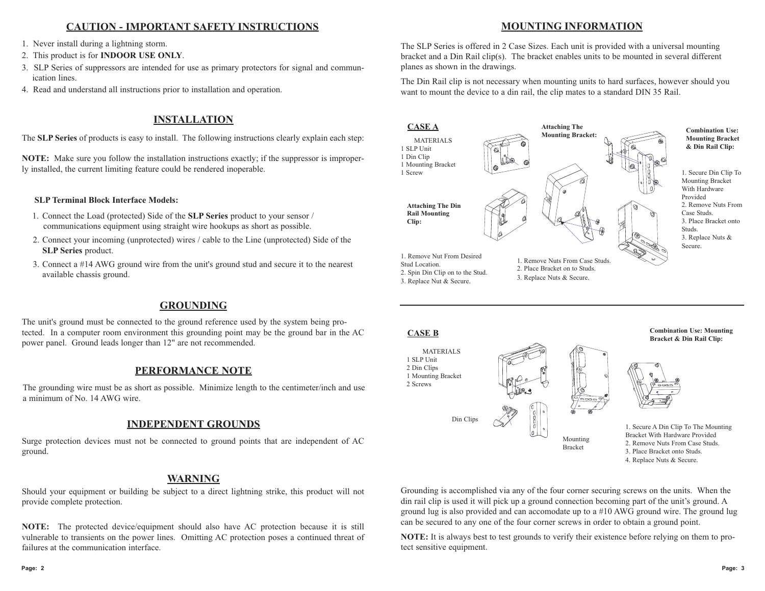## CAUTION - IMPORTANT SAFETY INSTRUCTIONS

1. Never install during a lightning storm.
2. This product is for **INDOOR USE ONLY**.
3. SLP Series of suppressors are intended for use as primary protectors for signal and communication lines.
4. Read and understand all instructions prior to installation and operation.

## INSTALLATION

The **SLP Series** of products is easy to install. The following instructions clearly explain each step:

**NOTE:** Make sure you follow the installation instructions exactly; if the suppressor is improperly installed, the current limiting feature could be rendered inoperable.

**SLP Terminal Block Interface Models:**

1. Connect the Load (protected) Side of the **SLP Series** product to your sensor / communications equipment using straight wire hookups as short as possible.
2. Connect your incoming (unprotected) wires / cable to the Line (unprotected) Side of the **SLP Series** product.
3. Connect a #14 AWG ground wire from the unit's ground stud and secure it to the nearest available chassis ground.

## GROUNDING

The unit's ground must be connected to the ground reference used by the system being protected. In a computer room environment this grounding point may be the ground bar in the AC power panel. Ground leads longer than 12" are not recommended.

## PERFORMANCE NOTE

The grounding wire must be as short as possible. Minimize length to the centimeter/inch and use a minimum of No. 14 AWG wire.

## INDEPENDENT GROUNDS

Surge protection devices must not be connected to ground points that are independent of AC ground.

## WARNING

Should your equipment or building be subject to a direct lightning strike, this product will not provide complete protection.

**NOTE:** The protected device/equipment should also have AC protection because it is still vulnerable to transients on the power lines. Omitting AC protection poses a continued threat of failures at the communication interface.

## MOUNTING INFORMATION

The SLP Series is offered in 2 Case Sizes. Each unit is provided with a universal mounting bracket and a Din Rail clip(s). The bracket enables units to be mounted in several different planes as shown in the drawings.

The Din Rail clip is not necessary when mounting units to hard surfaces, however should you want to mount the device to a din rail, the clip mates to a standard DIN 35 Rail.

### CASE A

MATERIALS
1 SLP Unit
1 Din Clip
1 Mounting Bracket
1 Screw

**Attaching The Din Rail Mounting Clip:**

1. Remove Nut From Desired Stud Location.
2. Spin Din Clip on to the Stud.
3. Replace Nut & Secure.

**Attaching The Mounting Bracket:**

1. Remove Nuts From Case Studs.
2. Place Bracket on to Studs.
3. Replace Nuts & Secure.

**Combination Use: Mounting Bracket & Din Rail Clip:**

1. Secure Din Clip To Mounting Bracket With Hardware Provided
2. Remove Nuts From Case Studs.
3. Place Bracket onto Studs.
3. Replace Nuts & Secure.

### CASE B

MATERIALS
1 SLP Unit
2 Din Clips
1 Mounting Bracket
2 Screws

Din Clips

Mounting Bracket

**Combination Use: Mounting Bracket & Din Rail Clip:**

1. Secure A Din Clip To The Mounting Bracket With Hardware Provided
2. Remove Nuts From Case Studs.
3. Place Bracket onto Studs.
4. Replace Nuts & Secure.

Grounding is accomplished via any of the four corner securing screws on the units. When the din rail clip is used it will pick up a ground connection becoming part of the unit's ground. A ground lug is also provided and can accomodate up to a #10 AWG ground wire. The ground lug can be secured to any one of the four corner screws in order to obtain a ground point.

**NOTE:** It is always best to test grounds to verify their existence before relying on them to protect sensitive equipment.